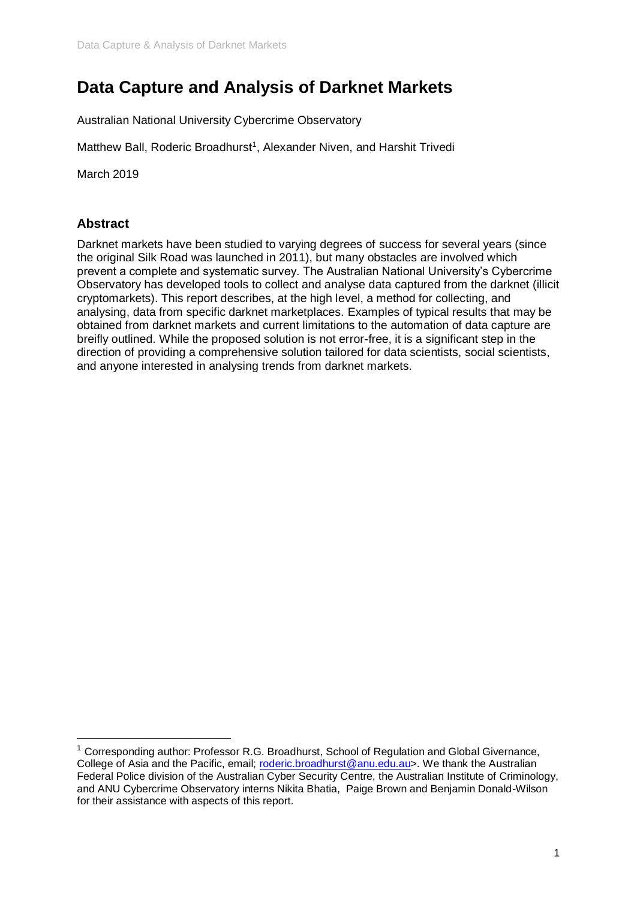# Data Capture and Analysis of Darknet Markets

Australian National University Cybercrime Observatory

Matthew Ball, Roderic Broadhurst[1], Alexander Niven, and Harshit Trivedi

March 2019

## Abstract

Darknet markets have been studied to varying degrees of success for several years (since the original Silk Road was launched in 2011), but many obstacles are involved which prevent a complete and systematic survey. The Australian National University's Cybercrime Observatory has developed tools to collect and analyse data captured from the darknet (illicit cryptomarkets). This report describes, at the high level, a method for collecting, and analysing, data from specific darknet marketplaces. Examples of typical results that may be obtained from darknet markets and current limitations to the automation of data capture are breifly outlined. While the proposed solution is not error-free, it is a significant step in the direction of providing a comprehensive solution tailored for data scientists, social scientists, and anyone interested in analysing trends from darknet markets.

---

[1] Corresponding author: Professor R.G. Broadhurst, School of Regulation and Global Givernance, College of Asia and the Pacific, email; roderic.broadhurst@anu.edu.au>. We thank the Australian Federal Police division of the Australian Cyber Security Centre, the Australian Institute of Criminology, and ANU Cybercrime Observatory interns Nikita Bhatia, Paige Brown and Benjamin Donald-Wilson for their assistance with aspects of this report.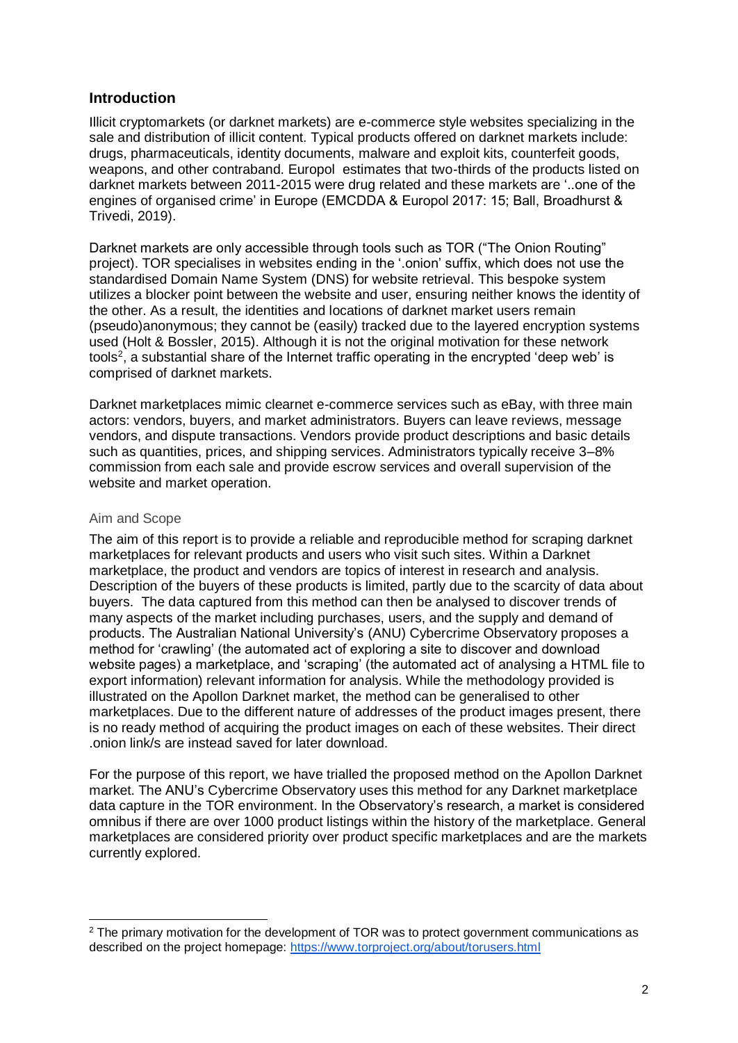## Introduction

Illicit cryptomarkets (or darknet markets) are e-commerce style websites specializing in the sale and distribution of illicit content. Typical products offered on darknet markets include: drugs, pharmaceuticals, identity documents, malware and exploit kits, counterfeit goods, weapons, and other contraband. Europol estimates that two-thirds of the products listed on darknet markets between 2011-2015 were drug related and these markets are '..one of the engines of organised crime' in Europe (EMCDDA & Europol 2017: 15; Ball, Broadhurst & Trivedi, 2019).

Darknet markets are only accessible through tools such as TOR ("The Onion Routing" project). TOR specialises in websites ending in the '.onion' suffix, which does not use the standardised Domain Name System (DNS) for website retrieval. This bespoke system utilizes a blocker point between the website and user, ensuring neither knows the identity of the other. As a result, the identities and locations of darknet market users remain (pseudo)anonymous; they cannot be (easily) tracked due to the layered encryption systems used (Holt & Bossler, 2015). Although it is not the original motivation for these network tools[2], a substantial share of the Internet traffic operating in the encrypted 'deep web' is comprised of darknet markets.

Darknet marketplaces mimic clearnet e-commerce services such as eBay, with three main actors: vendors, buyers, and market administrators. Buyers can leave reviews, message vendors, and dispute transactions. Vendors provide product descriptions and basic details such as quantities, prices, and shipping services. Administrators typically receive 3–8% commission from each sale and provide escrow services and overall supervision of the website and market operation.

### Aim and Scope

The aim of this report is to provide a reliable and reproducible method for scraping darknet marketplaces for relevant products and users who visit such sites. Within a Darknet marketplace, the product and vendors are topics of interest in research and analysis. Description of the buyers of these products is limited, partly due to the scarcity of data about buyers. The data captured from this method can then be analysed to discover trends of many aspects of the market including purchases, users, and the supply and demand of products. The Australian National University's (ANU) Cybercrime Observatory proposes a method for 'crawling' (the automated act of exploring a site to discover and download website pages) a marketplace, and 'scraping' (the automated act of analysing a HTML file to export information) relevant information for analysis. While the methodology provided is illustrated on the Apollon Darknet market, the method can be generalised to other marketplaces. Due to the different nature of addresses of the product images present, there is no ready method of acquiring the product images on each of these websites. Their direct .onion link/s are instead saved for later download.

For the purpose of this report, we have trialled the proposed method on the Apollon Darknet market. The ANU's Cybercrime Observatory uses this method for any Darknet marketplace data capture in the TOR environment. In the Observatory's research, a market is considered omnibus if there are over 1000 product listings within the history of the marketplace. General marketplaces are considered priority over product specific marketplaces and are the markets currently explored.

---

[2] The primary motivation for the development of TOR was to protect government communications as described on the project homepage: https://www.torproject.org/about/torusers.html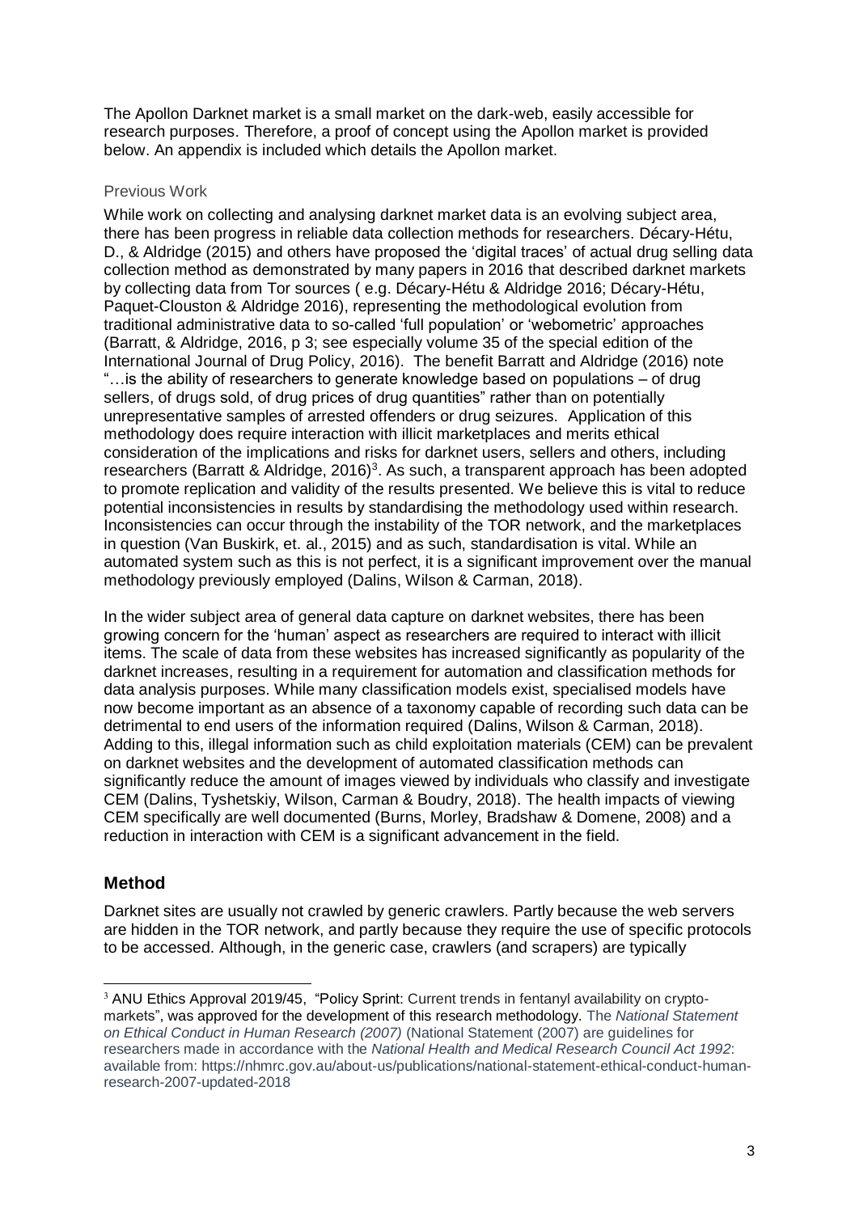The Apollon Darknet market is a small market on the dark-web, easily accessible for research purposes. Therefore, a proof of concept using the Apollon market is provided below. An appendix is included which details the Apollon market.

### Previous Work

While work on collecting and analysing darknet market data is an evolving subject area, there has been progress in reliable data collection methods for researchers. Décary-Hétu, D., & Aldridge (2015) and others have proposed the 'digital traces' of actual drug selling data collection method as demonstrated by many papers in 2016 that described darknet markets by collecting data from Tor sources ( e.g. Décary-Hétu & Aldridge 2016; Décary-Hétu, Paquet-Clouston & Aldridge 2016), representing the methodological evolution from traditional administrative data to so-called 'full population' or 'webometric' approaches (Barratt, & Aldridge, 2016, p 3; see especially volume 35 of the special edition of the International Journal of Drug Policy, 2016). The benefit Barratt and Aldridge (2016) note "…is the ability of researchers to generate knowledge based on populations – of drug sellers, of drugs sold, of drug prices of drug quantities" rather than on potentially unrepresentative samples of arrested offenders or drug seizures. Application of this methodology does require interaction with illicit marketplaces and merits ethical consideration of the implications and risks for darknet users, sellers and others, including researchers (Barratt & Aldridge, 2016)[3]. As such, a transparent approach has been adopted to promote replication and validity of the results presented. We believe this is vital to reduce potential inconsistencies in results by standardising the methodology used within research. Inconsistencies can occur through the instability of the TOR network, and the marketplaces in question (Van Buskirk, et. al., 2015) and as such, standardisation is vital. While an automated system such as this is not perfect, it is a significant improvement over the manual methodology previously employed (Dalins, Wilson & Carman, 2018).

In the wider subject area of general data capture on darknet websites, there has been growing concern for the 'human' aspect as researchers are required to interact with illicit items. The scale of data from these websites has increased significantly as popularity of the darknet increases, resulting in a requirement for automation and classification methods for data analysis purposes. While many classification models exist, specialised models have now become important as an absence of a taxonomy capable of recording such data can be detrimental to end users of the information required (Dalins, Wilson & Carman, 2018). Adding to this, illegal information such as child exploitation materials (CEM) can be prevalent on darknet websites and the development of automated classification methods can significantly reduce the amount of images viewed by individuals who classify and investigate CEM (Dalins, Tyshetskiy, Wilson, Carman & Boudry, 2018). The health impacts of viewing CEM specifically are well documented (Burns, Morley, Bradshaw & Domene, 2008) and a reduction in interaction with CEM is a significant advancement in the field.

## Method

Darknet sites are usually not crawled by generic crawlers. Partly because the web servers are hidden in the TOR network, and partly because they require the use of specific protocols to be accessed. Although, in the generic case, crawlers (and scrapers) are typically

[3] ANU Ethics Approval 2019/45, "Policy Sprint: Current trends in fentanyl availability on crypto-markets", was approved for the development of this research methodology. The *National Statement on Ethical Conduct in Human Research (2007)* (National Statement (2007) are guidelines for researchers made in accordance with the *National Health and Medical Research Council Act 1992*: available from: https://nhmrc.gov.au/about-us/publications/national-statement-ethical-conduct-human-research-2007-updated-2018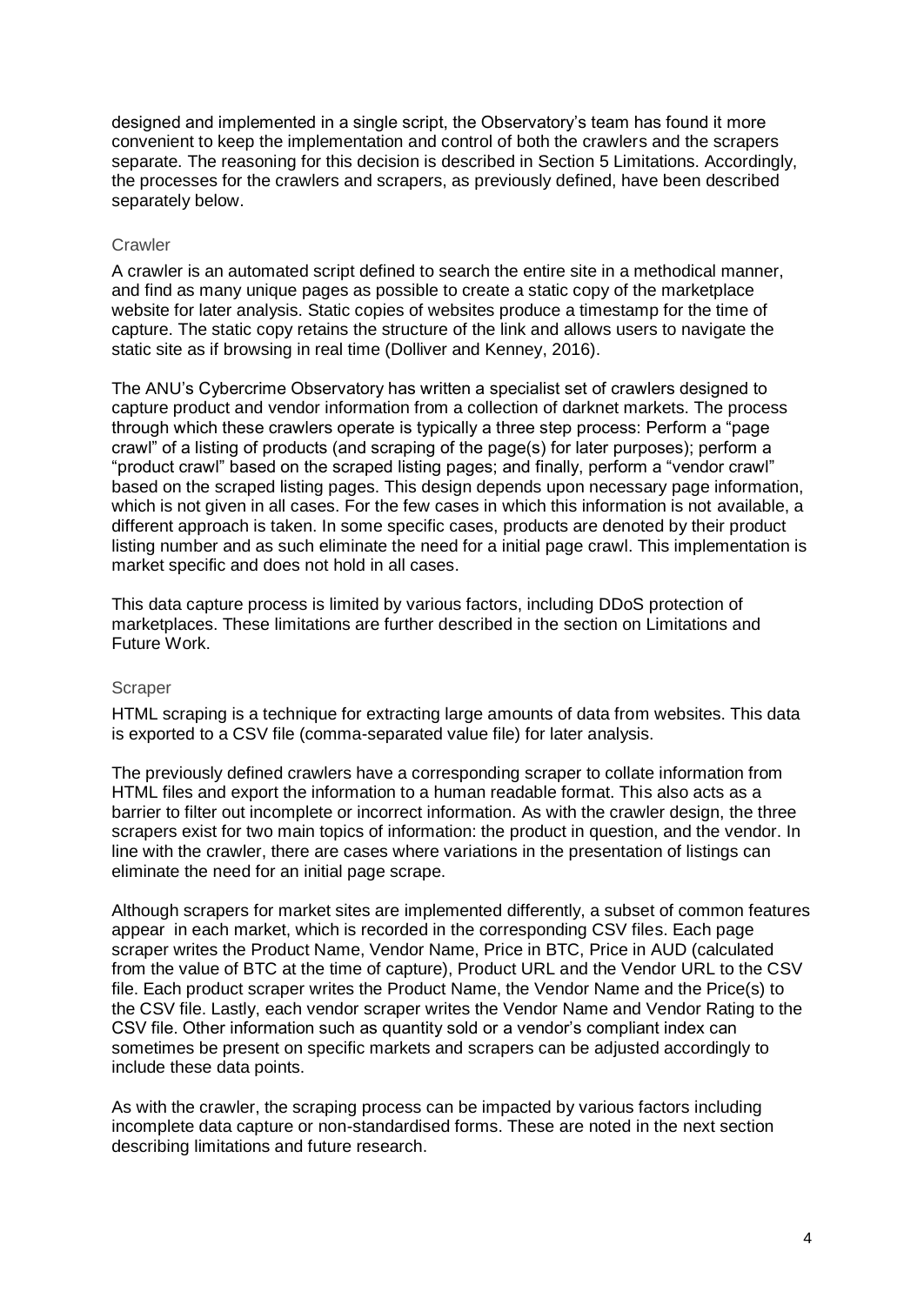designed and implemented in a single script, the Observatory's team has found it more convenient to keep the implementation and control of both the crawlers and the scrapers separate. The reasoning for this decision is described in Section 5 Limitations. Accordingly, the processes for the crawlers and scrapers, as previously defined, have been described separately below.

### Crawler

A crawler is an automated script defined to search the entire site in a methodical manner, and find as many unique pages as possible to create a static copy of the marketplace website for later analysis. Static copies of websites produce a timestamp for the time of capture. The static copy retains the structure of the link and allows users to navigate the static site as if browsing in real time (Dolliver and Kenney, 2016).

The ANU's Cybercrime Observatory has written a specialist set of crawlers designed to capture product and vendor information from a collection of darknet markets. The process through which these crawlers operate is typically a three step process: Perform a "page crawl" of a listing of products (and scraping of the page(s) for later purposes); perform a "product crawl" based on the scraped listing pages; and finally, perform a "vendor crawl" based on the scraped listing pages. This design depends upon necessary page information, which is not given in all cases. For the few cases in which this information is not available, a different approach is taken. In some specific cases, products are denoted by their product listing number and as such eliminate the need for a initial page crawl. This implementation is market specific and does not hold in all cases.

This data capture process is limited by various factors, including DDoS protection of marketplaces. These limitations are further described in the section on Limitations and Future Work.

### Scraper

HTML scraping is a technique for extracting large amounts of data from websites. This data is exported to a CSV file (comma-separated value file) for later analysis.

The previously defined crawlers have a corresponding scraper to collate information from HTML files and export the information to a human readable format. This also acts as a barrier to filter out incomplete or incorrect information. As with the crawler design, the three scrapers exist for two main topics of information: the product in question, and the vendor. In line with the crawler, there are cases where variations in the presentation of listings can eliminate the need for an initial page scrape.

Although scrapers for market sites are implemented differently, a subset of common features appear in each market, which is recorded in the corresponding CSV files. Each page scraper writes the Product Name, Vendor Name, Price in BTC, Price in AUD (calculated from the value of BTC at the time of capture), Product URL and the Vendor URL to the CSV file. Each product scraper writes the Product Name, the Vendor Name and the Price(s) to the CSV file. Lastly, each vendor scraper writes the Vendor Name and Vendor Rating to the CSV file. Other information such as quantity sold or a vendor's compliant index can sometimes be present on specific markets and scrapers can be adjusted accordingly to include these data points.

As with the crawler, the scraping process can be impacted by various factors including incomplete data capture or non-standardised forms. These are noted in the next section describing limitations and future research.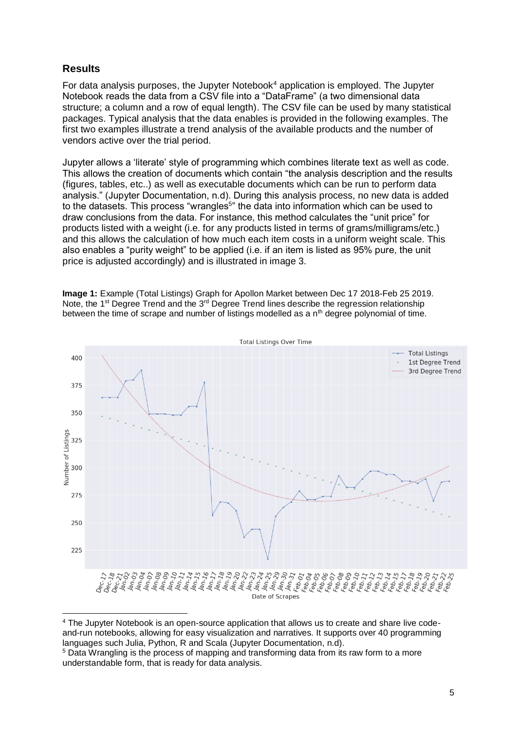## Results

For data analysis purposes, the Jupyter Notebook[4] application is employed. The Jupyter Notebook reads the data from a CSV file into a "DataFrame" (a two dimensional data structure; a column and a row of equal length). The CSV file can be used by many statistical packages. Typical analysis that the data enables is provided in the following examples. The first two examples illustrate a trend analysis of the available products and the number of vendors active over the trial period.

Jupyter allows a 'literate' style of programming which combines literate text as well as code. This allows the creation of documents which contain "the analysis description and the results (figures, tables, etc..) as well as executable documents which can be run to perform data analysis." (Jupyter Documentation, n.d). During this analysis process, no new data is added to the datasets. This process "wrangles[5]" the data into information which can be used to draw conclusions from the data. For instance, this method calculates the "unit price" for products listed with a weight (i.e. for any products listed in terms of grams/milligrams/etc.) and this allows the calculation of how much each item costs in a uniform weight scale. This also enables a "purity weight" to be applied (i.e. if an item is listed as 95% pure, the unit price is adjusted accordingly) and is illustrated in image 3.

**Image 1:** Example (Total Listings) Graph for Apollon Market between Dec 17 2018-Feb 25 2019. Note, the 1st Degree Trend and the 3rd Degree Trend lines describe the regression relationship between the time of scrape and number of listings modelled as a n<sup>th</sup> degree polynomial of time.

---

[4] The Jupyter Notebook is an open-source application that allows us to create and share live code-and-run notebooks, allowing for easy visualization and narratives. It supports over 40 programming languages such Julia, Python, R and Scala (Jupyter Documentation, n.d).

[5] Data Wrangling is the process of mapping and transforming data from its raw form to a more understandable form, that is ready for data analysis.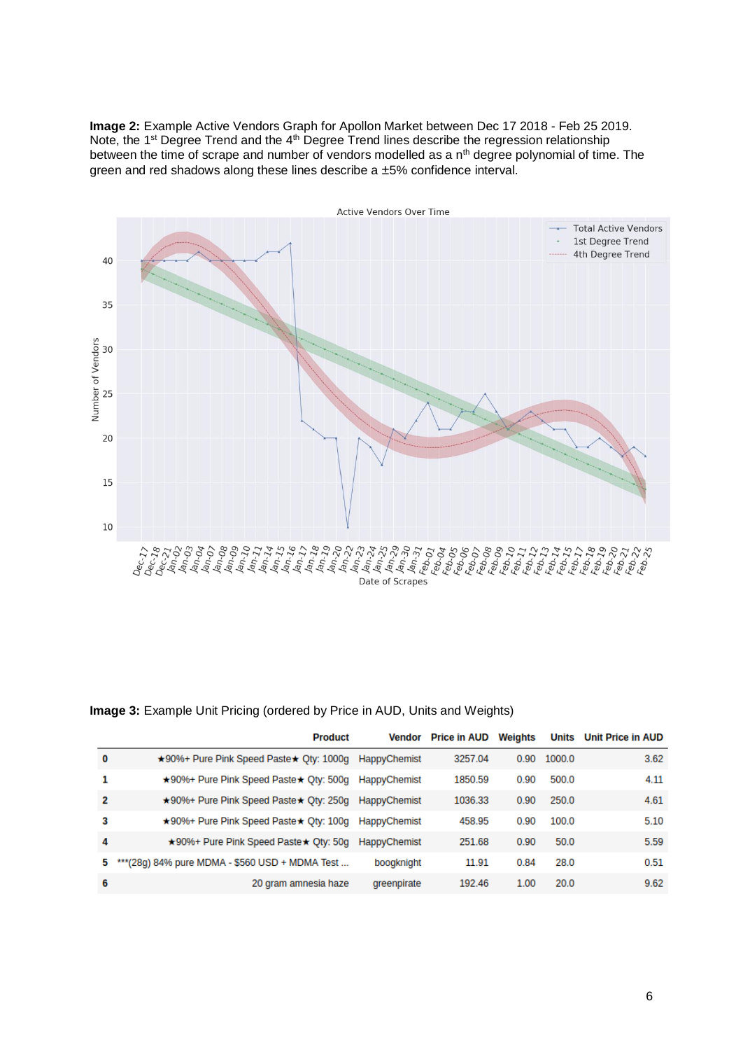**Image 2:** Example Active Vendors Graph for Apollon Market between Dec 17 2018 - Feb 25 2019. Note, the 1$^{st}$ Degree Trend and the 4$^{th}$ Degree Trend lines describe the regression relationship between the time of scrape and number of vendors modelled as a n$^{th}$ degree polynomial of time. The green and red shadows along these lines describe a ±5% confidence interval.

**Image 3:** Example Unit Pricing (ordered by Price in AUD, Units and Weights)

| | Product | Vendor | Price in AUD | Weights | Units | Unit Price in AUD |
|---|---|---|---|---|---|---|
| 0 | ★90%+ Pure Pink Speed Paste★ Qty: 1000g | HappyChemist | 3257.04 | 0.90 | 1000.0 | 3.62 |
| 1 | ★90%+ Pure Pink Speed Paste★ Qty: 500g | HappyChemist | 1850.59 | 0.90 | 500.0 | 4.11 |
| 2 | ★90%+ Pure Pink Speed Paste★ Qty: 250g | HappyChemist | 1036.33 | 0.90 | 250.0 | 4.61 |
| 3 | ★90%+ Pure Pink Speed Paste★ Qty: 100g | HappyChemist | 458.95 | 0.90 | 100.0 | 5.10 |
| 4 | ★90%+ Pure Pink Speed Paste★ Qty: 50g | HappyChemist | 251.68 | 0.90 | 50.0 | 5.59 |
| 5 | ***(28g) 84% pure MDMA - $560 USD + MDMA Test ... | boogknight | 11.91 | 0.84 | 28.0 | 0.51 |
| 6 | 20 gram amnesia haze | greenpirate | 192.46 | 1.00 | 20.0 | 9.62 |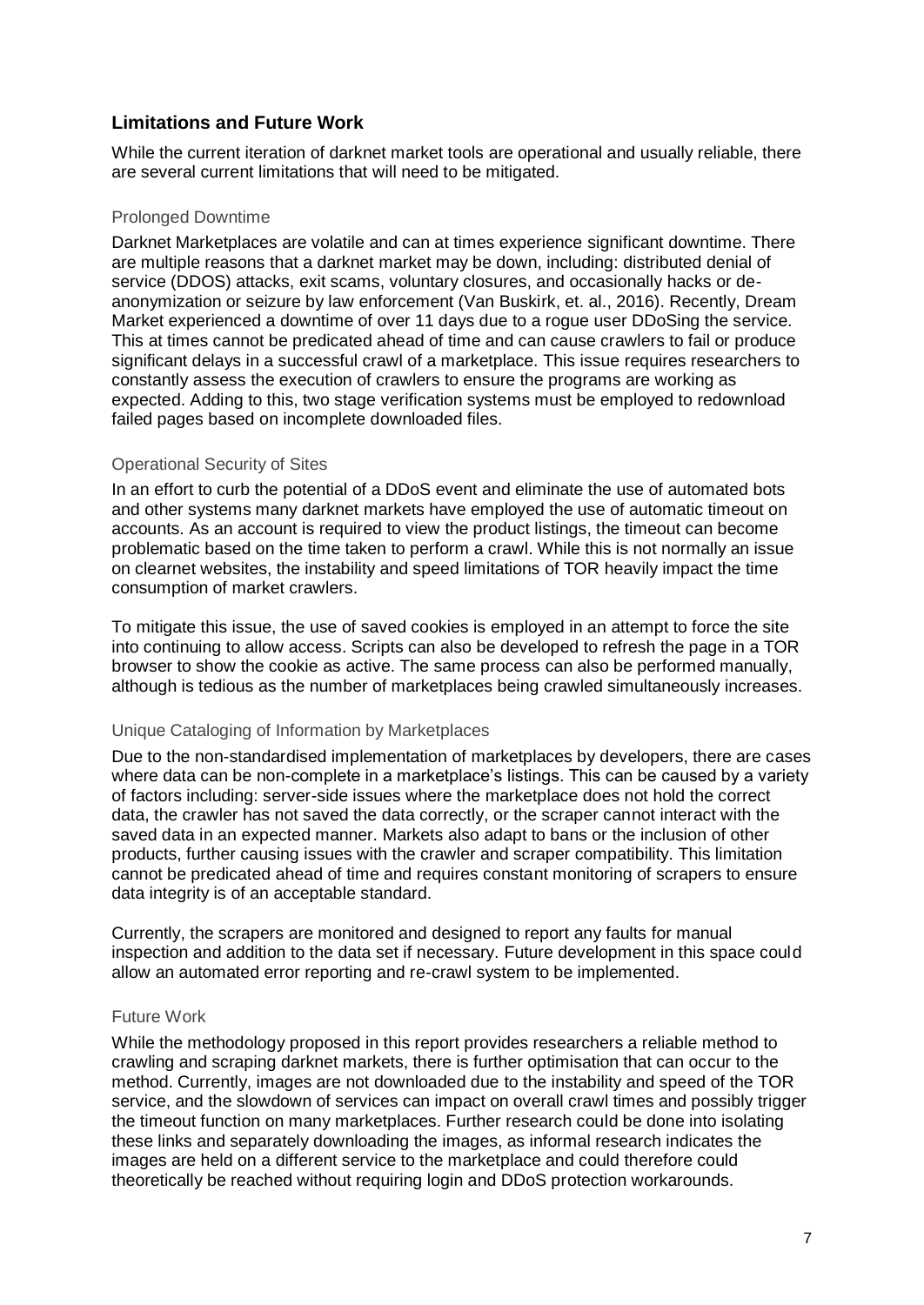## Limitations and Future Work

While the current iteration of darknet market tools are operational and usually reliable, there are several current limitations that will need to be mitigated.

### Prolonged Downtime

Darknet Marketplaces are volatile and can at times experience significant downtime. There are multiple reasons that a darknet market may be down, including: distributed denial of service (DDOS) attacks, exit scams, voluntary closures, and occasionally hacks or de-anonymization or seizure by law enforcement (Van Buskirk, et. al., 2016). Recently, Dream Market experienced a downtime of over 11 days due to a rogue user DDoSing the service. This at times cannot be predicated ahead of time and can cause crawlers to fail or produce significant delays in a successful crawl of a marketplace. This issue requires researchers to constantly assess the execution of crawlers to ensure the programs are working as expected. Adding to this, two stage verification systems must be employed to redownload failed pages based on incomplete downloaded files.

### Operational Security of Sites

In an effort to curb the potential of a DDoS event and eliminate the use of automated bots and other systems many darknet markets have employed the use of automatic timeout on accounts. As an account is required to view the product listings, the timeout can become problematic based on the time taken to perform a crawl. While this is not normally an issue on clearnet websites, the instability and speed limitations of TOR heavily impact the time consumption of market crawlers.

To mitigate this issue, the use of saved cookies is employed in an attempt to force the site into continuing to allow access. Scripts can also be developed to refresh the page in a TOR browser to show the cookie as active. The same process can also be performed manually, although is tedious as the number of marketplaces being crawled simultaneously increases.

### Unique Cataloging of Information by Marketplaces

Due to the non-standardised implementation of marketplaces by developers, there are cases where data can be non-complete in a marketplace's listings. This can be caused by a variety of factors including: server-side issues where the marketplace does not hold the correct data, the crawler has not saved the data correctly, or the scraper cannot interact with the saved data in an expected manner. Markets also adapt to bans or the inclusion of other products, further causing issues with the crawler and scraper compatibility. This limitation cannot be predicated ahead of time and requires constant monitoring of scrapers to ensure data integrity is of an acceptable standard.

Currently, the scrapers are monitored and designed to report any faults for manual inspection and addition to the data set if necessary. Future development in this space could allow an automated error reporting and re-crawl system to be implemented.

### Future Work

While the methodology proposed in this report provides researchers a reliable method to crawling and scraping darknet markets, there is further optimisation that can occur to the method. Currently, images are not downloaded due to the instability and speed of the TOR service, and the slowdown of services can impact on overall crawl times and possibly trigger the timeout function on many marketplaces. Further research could be done into isolating these links and separately downloading the images, as informal research indicates the images are held on a different service to the marketplace and could therefore could theoretically be reached without requiring login and DDoS protection workarounds.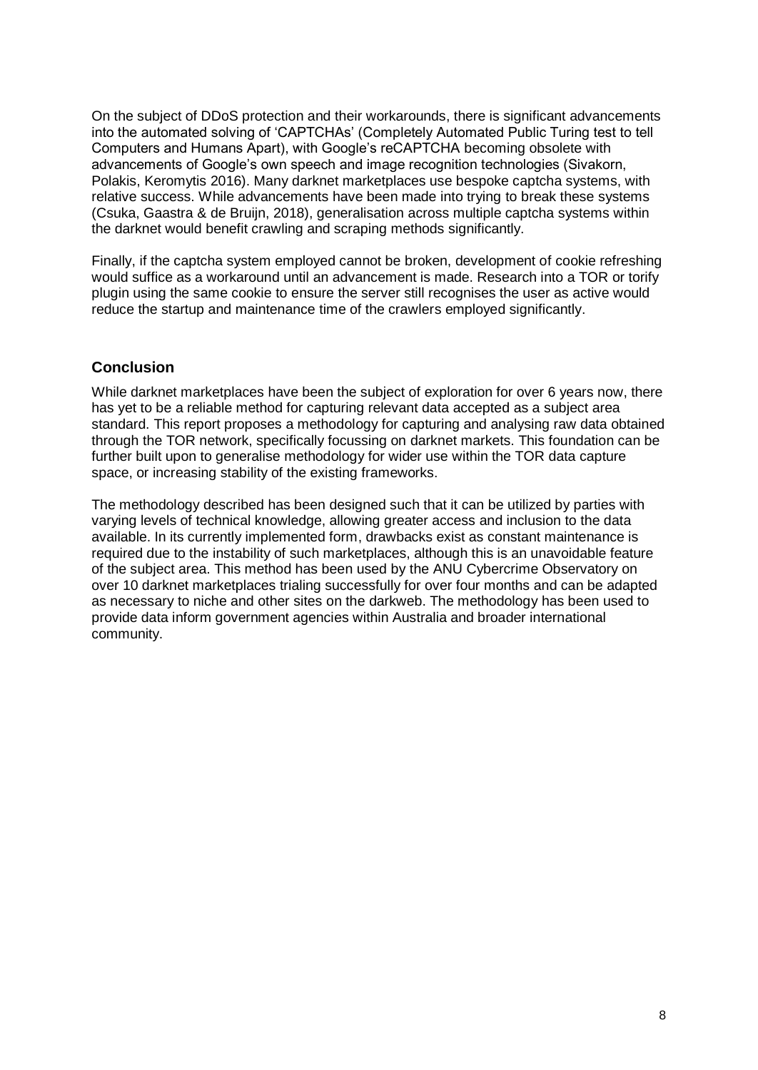On the subject of DDoS protection and their workarounds, there is significant advancements into the automated solving of 'CAPTCHAs' (Completely Automated Public Turing test to tell Computers and Humans Apart), with Google's reCAPTCHA becoming obsolete with advancements of Google's own speech and image recognition technologies (Sivakorn, Polakis, Keromytis 2016). Many darknet marketplaces use bespoke captcha systems, with relative success. While advancements have been made into trying to break these systems (Csuka, Gaastra & de Bruijn, 2018), generalisation across multiple captcha systems within the darknet would benefit crawling and scraping methods significantly.

Finally, if the captcha system employed cannot be broken, development of cookie refreshing would suffice as a workaround until an advancement is made. Research into a TOR or torify plugin using the same cookie to ensure the server still recognises the user as active would reduce the startup and maintenance time of the crawlers employed significantly.

## Conclusion

While darknet marketplaces have been the subject of exploration for over 6 years now, there has yet to be a reliable method for capturing relevant data accepted as a subject area standard. This report proposes a methodology for capturing and analysing raw data obtained through the TOR network, specifically focussing on darknet markets. This foundation can be further built upon to generalise methodology for wider use within the TOR data capture space, or increasing stability of the existing frameworks.

The methodology described has been designed such that it can be utilized by parties with varying levels of technical knowledge, allowing greater access and inclusion to the data available. In its currently implemented form, drawbacks exist as constant maintenance is required due to the instability of such marketplaces, although this is an unavoidable feature of the subject area. This method has been used by the ANU Cybercrime Observatory on over 10 darknet marketplaces trialing successfully for over four months and can be adapted as necessary to niche and other sites on the darkweb. The methodology has been used to provide data inform government agencies within Australia and broader international community.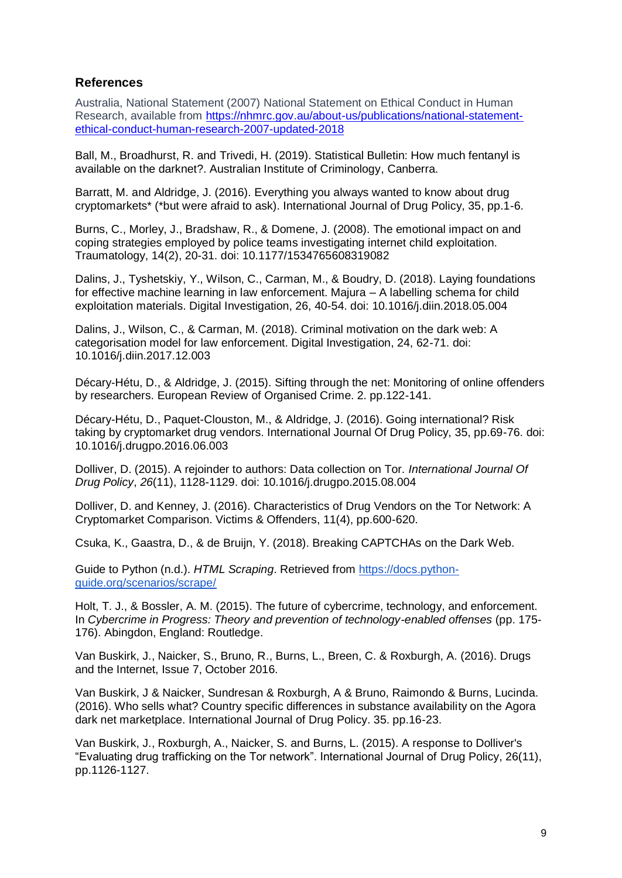## References

Australia, National Statement (2007) National Statement on Ethical Conduct in Human Research, available from [https://nhmrc.gov.au/about-us/publications/national-statement-ethical-conduct-human-research-2007-updated-2018](https://nhmrc.gov.au/about-us/publications/national-statement-ethical-conduct-human-research-2007-updated-2018)

Ball, M., Broadhurst, R. and Trivedi, H. (2019). Statistical Bulletin: How much fentanyl is available on the darknet?. Australian Institute of Criminology, Canberra.

Barratt, M. and Aldridge, J. (2016). Everything you always wanted to know about drug cryptomarkets* (*but were afraid to ask). International Journal of Drug Policy, 35, pp.1-6.

Burns, C., Morley, J., Bradshaw, R., & Domene, J. (2008). The emotional impact on and coping strategies employed by police teams investigating internet child exploitation. Traumatology, 14(2), 20-31. doi: 10.1177/1534765608319082

Dalins, J., Tyshetskiy, Y., Wilson, C., Carman, M., & Boudry, D. (2018). Laying foundations for effective machine learning in law enforcement. Majura – A labelling schema for child exploitation materials. Digital Investigation, 26, 40-54. doi: 10.1016/j.diin.2018.05.004

Dalins, J., Wilson, C., & Carman, M. (2018). Criminal motivation on the dark web: A categorisation model for law enforcement. Digital Investigation, 24, 62-71. doi: 10.1016/j.diin.2017.12.003

Décary-Hétu, D., & Aldridge, J. (2015). Sifting through the net: Monitoring of online offenders by researchers. European Review of Organised Crime. 2. pp.122-141.

Décary-Hétu, D., Paquet-Clouston, M., & Aldridge, J. (2016). Going international? Risk taking by cryptomarket drug vendors. International Journal Of Drug Policy, 35, pp.69-76. doi: 10.1016/j.drugpo.2016.06.003

Dolliver, D. (2015). A rejoinder to authors: Data collection on Tor. *International Journal Of Drug Policy*, *26*(11), 1128-1129. doi: 10.1016/j.drugpo.2015.08.004

Dolliver, D. and Kenney, J. (2016). Characteristics of Drug Vendors on the Tor Network: A Cryptomarket Comparison. Victims & Offenders, 11(4), pp.600-620.

Csuka, K., Gaastra, D., & de Bruijn, Y. (2018). Breaking CAPTCHAs on the Dark Web.

Guide to Python (n.d.). *HTML Scraping*. Retrieved from [https://docs.python-guide.org/scenarios/scrape/](https://docs.python-guide.org/scenarios/scrape/)

Holt, T. J., & Bossler, A. M. (2015). The future of cybercrime, technology, and enforcement. In *Cybercrime in Progress: Theory and prevention of technology-enabled offenses* (pp. 175-176). Abingdon, England: Routledge.

Van Buskirk, J., Naicker, S., Bruno, R., Burns, L., Breen, C. & Roxburgh, A. (2016). Drugs and the Internet, Issue 7, October 2016.

Van Buskirk, J & Naicker, Sundresan & Roxburgh, A & Bruno, Raimondo & Burns, Lucinda. (2016). Who sells what? Country specific differences in substance availability on the Agora dark net marketplace. International Journal of Drug Policy. 35. pp.16-23.

Van Buskirk, J., Roxburgh, A., Naicker, S. and Burns, L. (2015). A response to Dolliver's "Evaluating drug trafficking on the Tor network". International Journal of Drug Policy, 26(11), pp.1126-1127.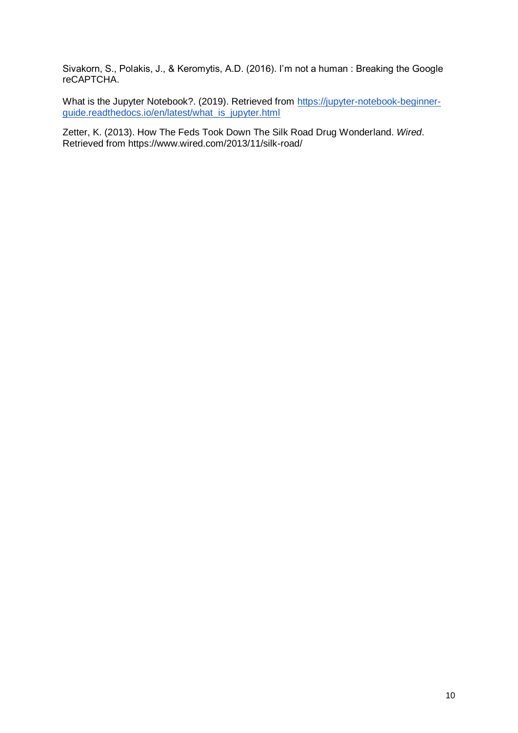Sivakorn, S., Polakis, J., & Keromytis, A.D. (2016). I'm not a human : Breaking the Google reCAPTCHA.

What is the Jupyter Notebook?. (2019). Retrieved from [https://jupyter-notebook-beginner-guide.readthedocs.io/en/latest/what_is_jupyter.html](https://jupyter-notebook-beginner-guide.readthedocs.io/en/latest/what_is_jupyter.html)

Zetter, K. (2013). How The Feds Took Down The Silk Road Drug Wonderland. *Wired*. Retrieved from https://www.wired.com/2013/11/silk-road/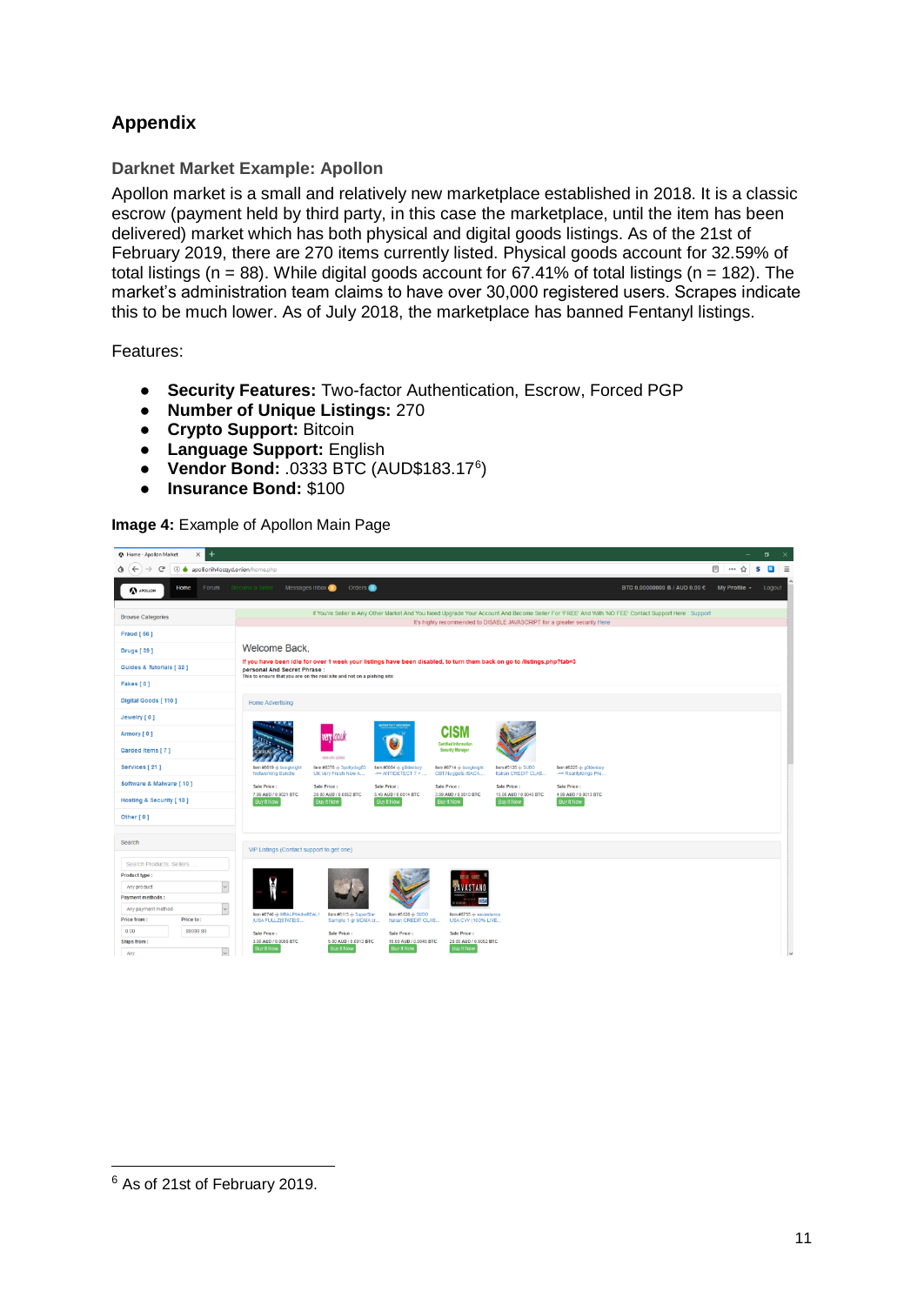## Appendix

### Darknet Market Example: Apollon

Apollon market is a small and relatively new marketplace established in 2018. It is a classic escrow (payment held by third party, in this case the marketplace, until the item has been delivered) market which has both physical and digital goods listings. As of the 21st of February 2019, there are 270 items currently listed. Physical goods account for 32.59% of total listings (n = 88). While digital goods account for 67.41% of total listings (n = 182). The market's administration team claims to have over 30,000 registered users. Scrapes indicate this to be much lower. As of July 2018, the marketplace has banned Fentanyl listings.

Features:

- **Security Features:** Two-factor Authentication, Escrow, Forced PGP
- **Number of Unique Listings:** 270
- **Crypto Support:** Bitcoin
- **Language Support:** English
- **Vendor Bond:** .0333 BTC (AUD$183.17[6])
- **Insurance Bond:** $100

**Image 4:** Example of Apollon Main Page

[6] As of 21st of February 2019.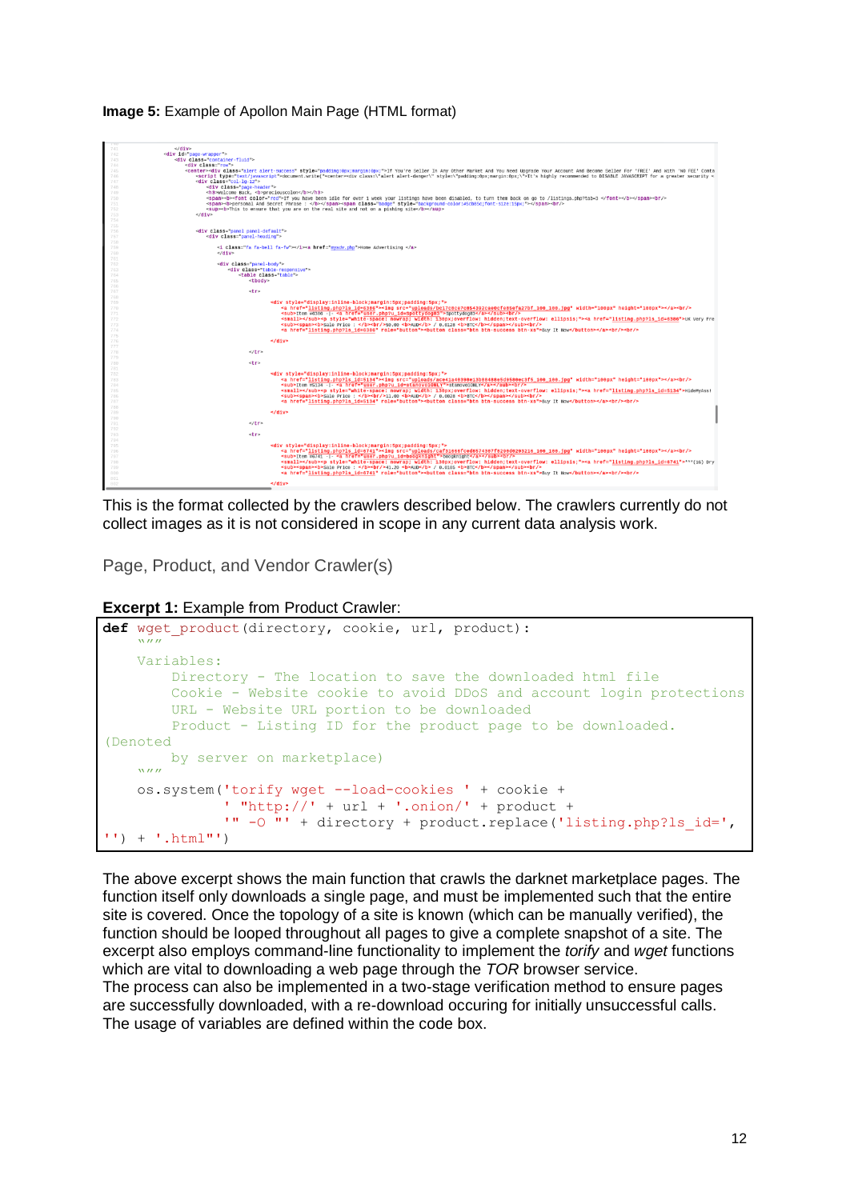**Image 5:** Example of Apollon Main Page (HTML format)

This is the format collected by the crawlers described below. The crawlers currently do not collect images as it is not considered in scope in any current data analysis work.

## Page, Product, and Vendor Crawler(s)

**Excerpt 1:** Example from Product Crawler:

```
def wget_product(directory, cookie, url, product):
    """
    Variables:
        Directory - The location to save the downloaded html file
        Cookie - Website cookie to avoid DDoS and account login protections
        URL - Website URL portion to be downloaded
        Product - Listing ID for the product page to be downloaded.
(Denoted
        by server on marketplace)
    """
    os.system('torify wget --load-cookies ' + cookie +
              ' "http://' + url + '.onion/' + product +
              '" -O "' + directory + product.replace('listing.php?ls_id=',
'') + '.html"')
```

The above excerpt shows the main function that crawls the darknet marketplace pages. The function itself only downloads a single page, and must be implemented such that the entire site is covered. Once the topology of a site is known (which can be manually verified), the function should be looped throughout all pages to give a complete snapshot of a site. The excerpt also employs command-line functionality to implement the *torify* and *wget* functions which are vital to downloading a web page through the *TOR* browser service.
The process can also be implemented in a two-stage verification method to ensure pages are successfully downloaded, with a re-download occuring for initially unsuccessful calls. The usage of variables are defined within the code box.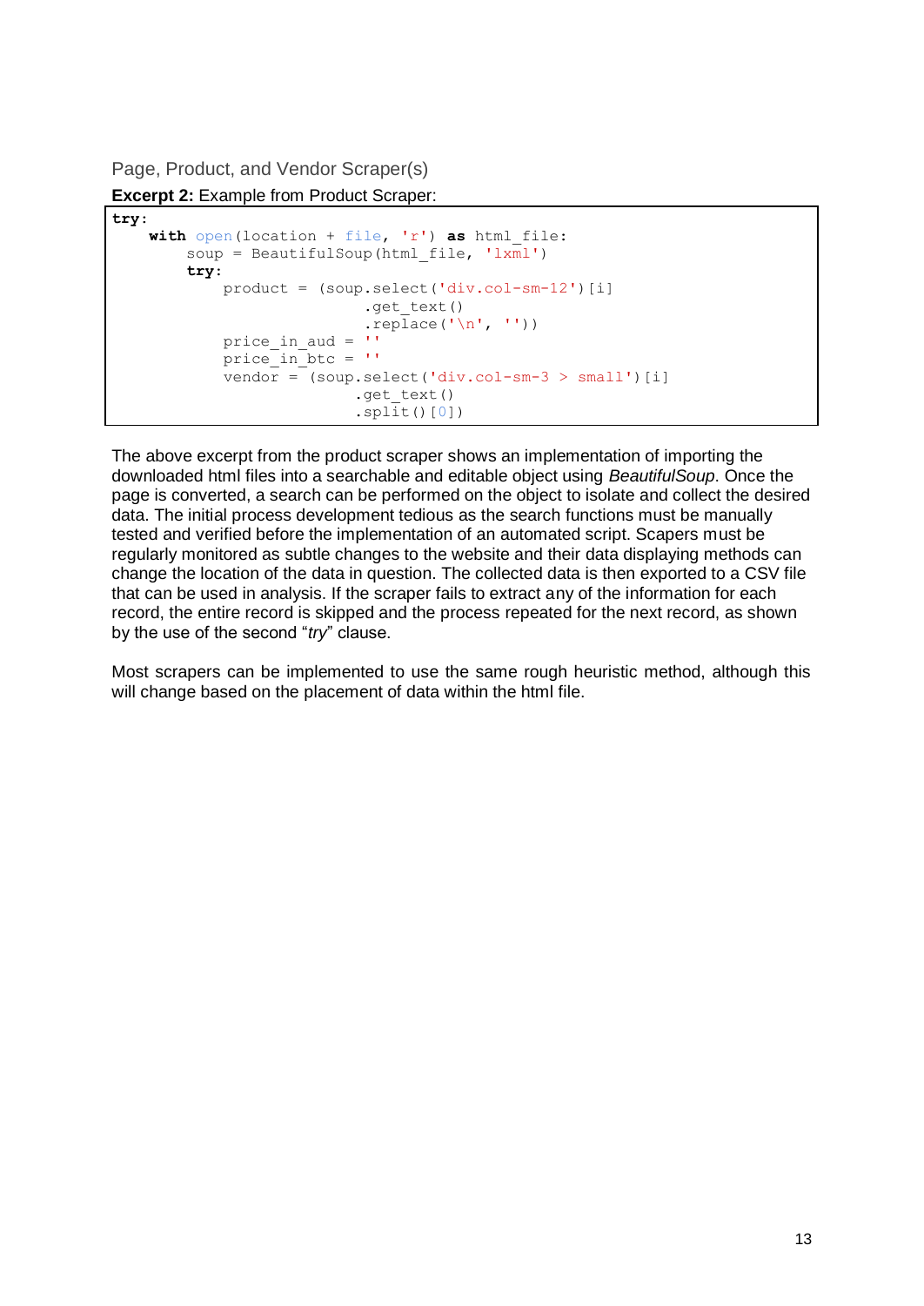### Page, Product, and Vendor Scraper(s)

**Excerpt 2:** Example from Product Scraper:

```
try:
    with open(location + file, 'r') as html_file:
        soup = BeautifulSoup(html_file, 'lxml')
        try:
            product = (soup.select('div.col-sm-12')[i]
                       .get_text()
                       .replace('\n', ''))
            price_in_aud = ''
            price_in_btc = ''
            vendor = (soup.select('div.col-sm-3 > small')[i]
                      .get_text()
                      .split()[0])
```

The above excerpt from the product scraper shows an implementation of importing the downloaded html files into a searchable and editable object using *BeautifulSoup*. Once the page is converted, a search can be performed on the object to isolate and collect the desired data. The initial process development tedious as the search functions must be manually tested and verified before the implementation of an automated script. Scapers must be regularly monitored as subtle changes to the website and their data displaying methods can change the location of the data in question. The collected data is then exported to a CSV file that can be used in analysis. If the scraper fails to extract any of the information for each record, the entire record is skipped and the process repeated for the next record, as shown by the use of the second "*try*" clause.

Most scrapers can be implemented to use the same rough heuristic method, although this will change based on the placement of data within the html file.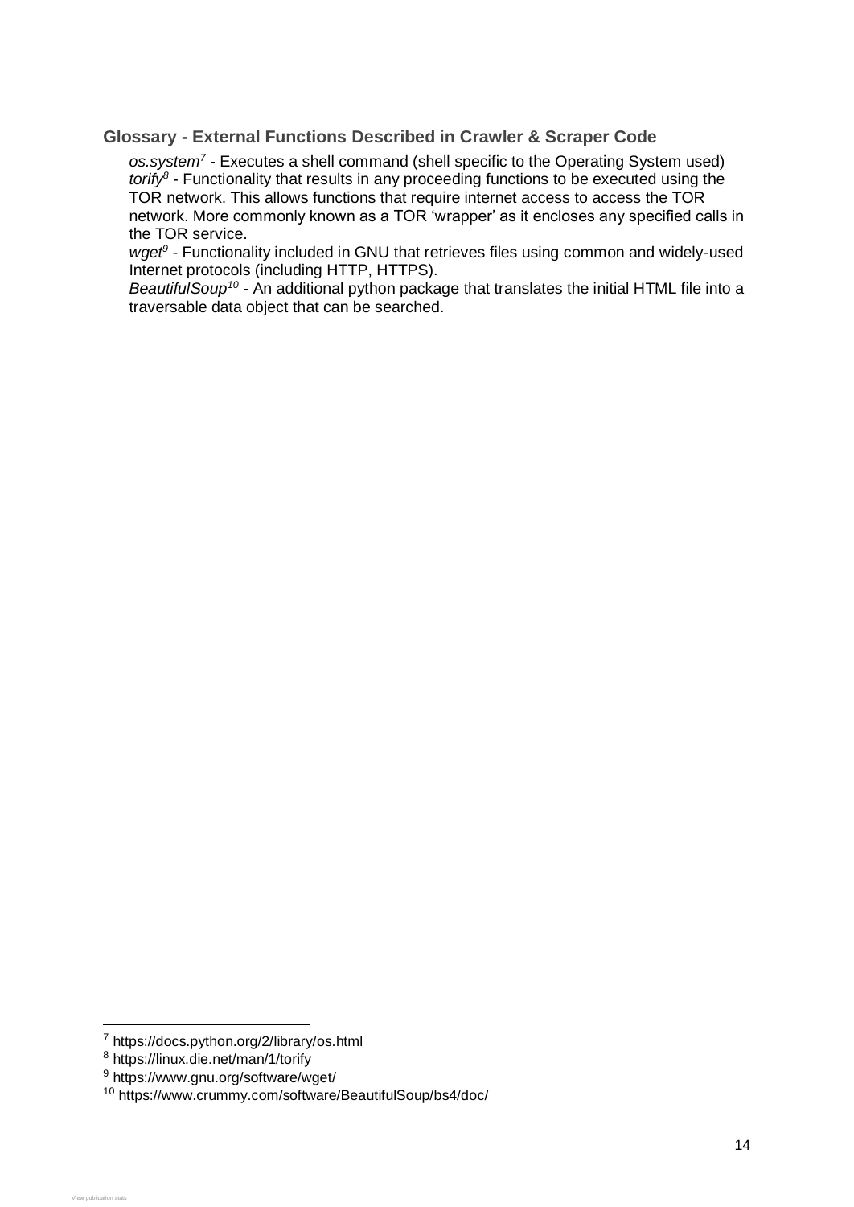### Glossary - External Functions Described in Crawler & Scraper Code

*os.system*[7] - Executes a shell command (shell specific to the Operating System used)
*torify*[8] - Functionality that results in any proceeding functions to be executed using the TOR network. This allows functions that require internet access to access the TOR network. More commonly known as a TOR 'wrapper' as it encloses any specified calls in the TOR service.
*wget*[9] - Functionality included in GNU that retrieves files using common and widely-used Internet protocols (including HTTP, HTTPS).
*BeautifulSoup*[10] - An additional python package that translates the initial HTML file into a traversable data object that can be searched.

---

[7] https://docs.python.org/2/library/os.html
[8] https://linux.die.net/man/1/torify
[9] https://www.gnu.org/software/wget/
[10] https://www.crummy.com/software/BeautifulSoup/bs4/doc/